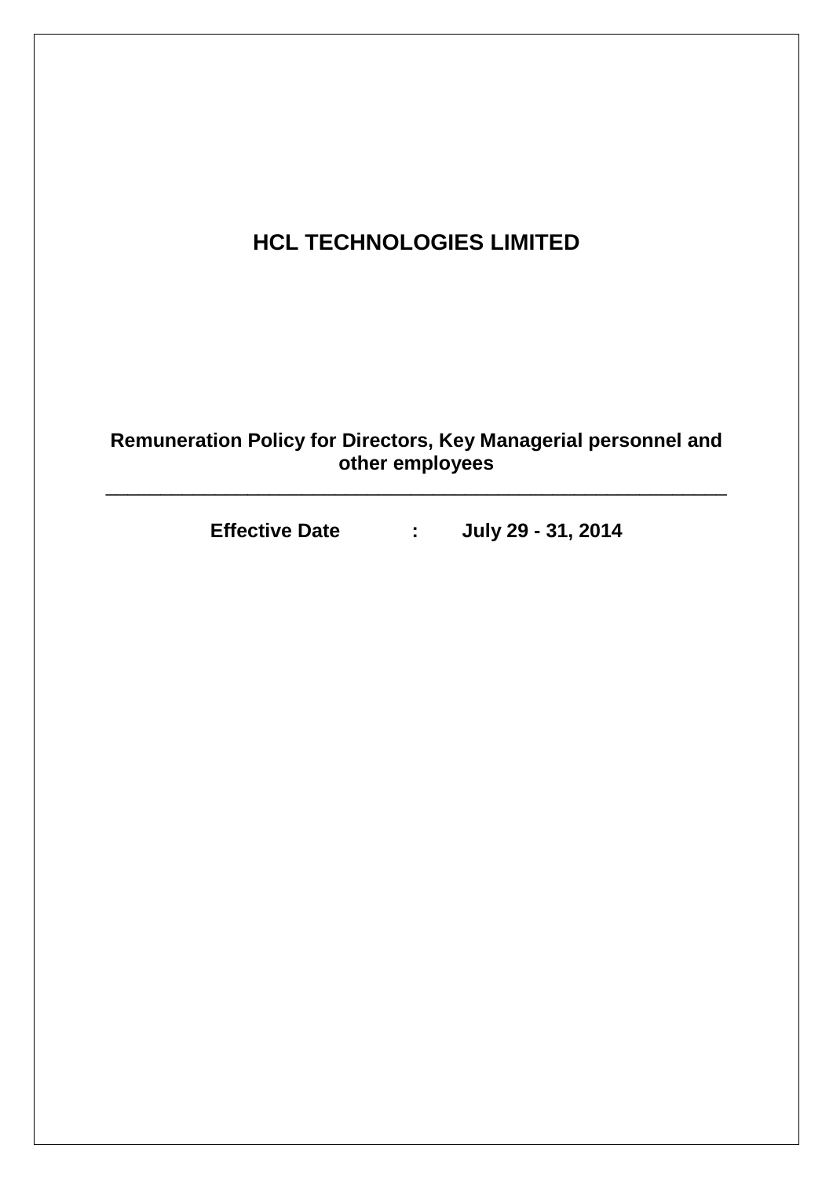# HCL TECHNOLOGIES LIMITED

## Remuneration Policy for Directors, Key Managerial personnel and other employees

---

**Effective Date : July 29 - 31, 2014**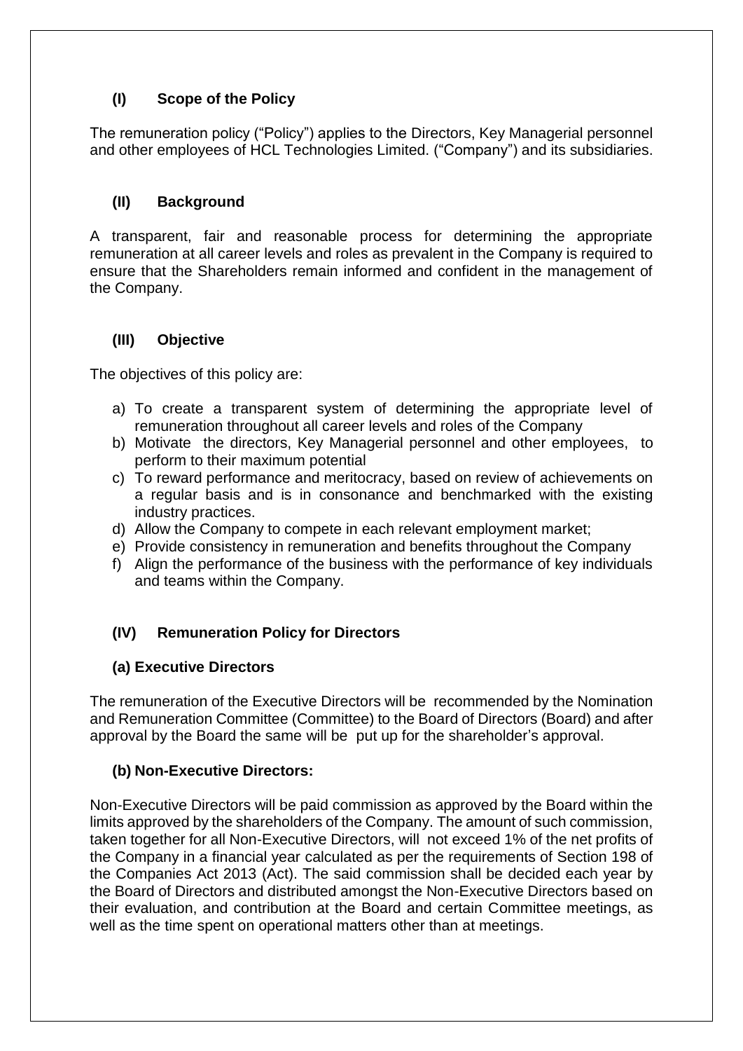## (I) Scope of the Policy

The remuneration policy ("Policy") applies to the Directors, Key Managerial personnel and other employees of HCL Technologies Limited. ("Company") and its subsidiaries.

## (II) Background

A transparent, fair and reasonable process for determining the appropriate remuneration at all career levels and roles as prevalent in the Company is required to ensure that the Shareholders remain informed and confident in the management of the Company.

## (III) Objective

The objectives of this policy are:

a) To create a transparent system of determining the appropriate level of remuneration throughout all career levels and roles of the Company
b) Motivate the directors, Key Managerial personnel and other employees, to perform to their maximum potential
c) To reward performance and meritocracy, based on review of achievements on a regular basis and is in consonance and benchmarked with the existing industry practices.
d) Allow the Company to compete in each relevant employment market;
e) Provide consistency in remuneration and benefits throughout the Company
f) Align the performance of the business with the performance of key individuals and teams within the Company.

## (IV) Remuneration Policy for Directors

### (a) Executive Directors

The remuneration of the Executive Directors will be recommended by the Nomination and Remuneration Committee (Committee) to the Board of Directors (Board) and after approval by the Board the same will be put up for the shareholder's approval.

### (b) Non-Executive Directors:

Non-Executive Directors will be paid commission as approved by the Board within the limits approved by the shareholders of the Company. The amount of such commission, taken together for all Non-Executive Directors, will not exceed 1% of the net profits of the Company in a financial year calculated as per the requirements of Section 198 of the Companies Act 2013 (Act). The said commission shall be decided each year by the Board of Directors and distributed amongst the Non-Executive Directors based on their evaluation, and contribution at the Board and certain Committee meetings, as well as the time spent on operational matters other than at meetings.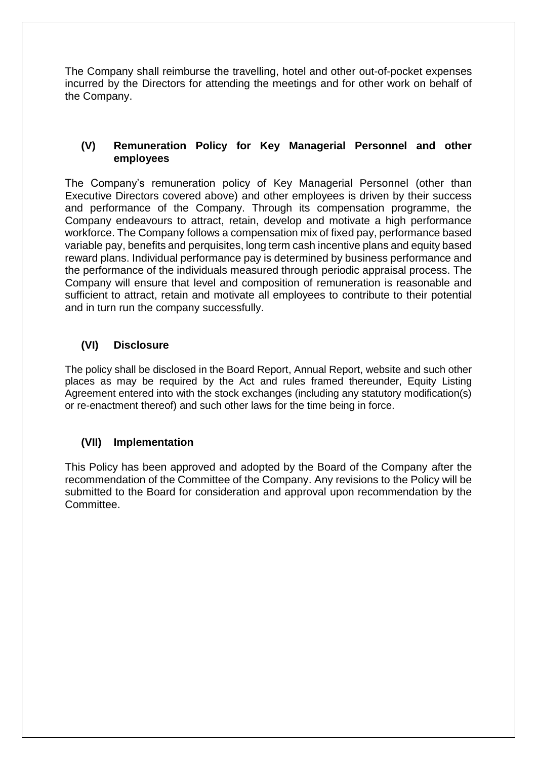The Company shall reimburse the travelling, hotel and other out-of-pocket expenses incurred by the Directors for attending the meetings and for other work on behalf of the Company.

### (V) Remuneration Policy for Key Managerial Personnel and other employees

The Company's remuneration policy of Key Managerial Personnel (other than Executive Directors covered above) and other employees is driven by their success and performance of the Company. Through its compensation programme, the Company endeavours to attract, retain, develop and motivate a high performance workforce. The Company follows a compensation mix of fixed pay, performance based variable pay, benefits and perquisites, long term cash incentive plans and equity based reward plans. Individual performance pay is determined by business performance and the performance of the individuals measured through periodic appraisal process. The Company will ensure that level and composition of remuneration is reasonable and sufficient to attract, retain and motivate all employees to contribute to their potential and in turn run the company successfully.

### (VI) Disclosure

The policy shall be disclosed in the Board Report, Annual Report, website and such other places as may be required by the Act and rules framed thereunder, Equity Listing Agreement entered into with the stock exchanges (including any statutory modification(s) or re-enactment thereof) and such other laws for the time being in force.

### (VII) Implementation

This Policy has been approved and adopted by the Board of the Company after the recommendation of the Committee of the Company. Any revisions to the Policy will be submitted to the Board for consideration and approval upon recommendation by the Committee.